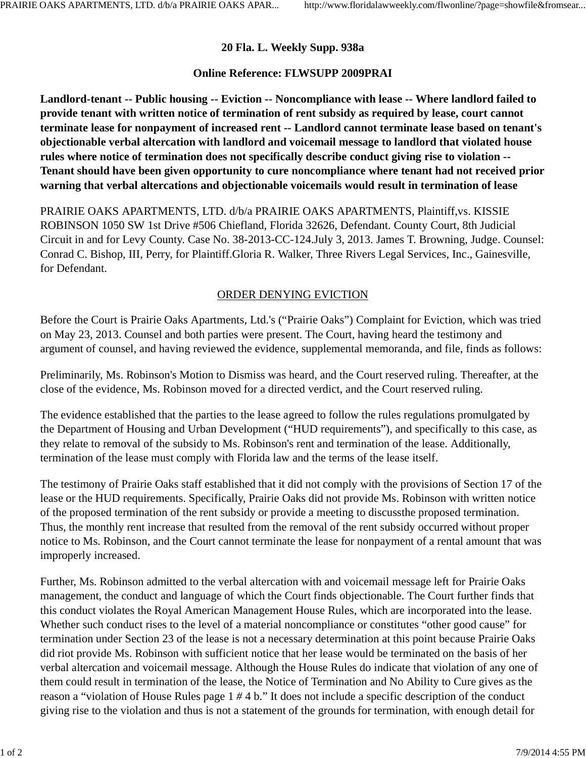**20 Fla. L. Weekly Supp. 938a**

**Online Reference: FLWSUPP 2009PRAI**

**Landlord-tenant -- Public housing -- Eviction -- Noncompliance with lease -- Where landlord failed to provide tenant with written notice of termination of rent subsidy as required by lease, court cannot terminate lease for nonpayment of increased rent -- Landlord cannot terminate lease based on tenant's objectionable verbal altercation with landlord and voicemail message to landlord that violated house rules where notice of termination does not specifically describe conduct giving rise to violation -- Tenant should have been given opportunity to cure noncompliance where tenant had not received prior warning that verbal altercations and objectionable voicemails would result in termination of lease**

PRAIRIE OAKS APARTMENTS, LTD. d/b/a PRAIRIE OAKS APARTMENTS, Plaintiff,vs. KISSIE ROBINSON 1050 SW 1st Drive #506 Chiefland, Florida 32626, Defendant. County Court, 8th Judicial Circuit in and for Levy County. Case No. 38-2013-CC-124.July 3, 2013. James T. Browning, Judge. Counsel: Conrad C. Bishop, III, Perry, for Plaintiff.Gloria R. Walker, Three Rivers Legal Services, Inc., Gainesville, for Defendant.

ORDER DENYING EVICTION

Before the Court is Prairie Oaks Apartments, Ltd.'s ("Prairie Oaks") Complaint for Eviction, which was tried on May 23, 2013. Counsel and both parties were present. The Court, having heard the testimony and argument of counsel, and having reviewed the evidence, supplemental memoranda, and file, finds as follows:

Preliminarily, Ms. Robinson's Motion to Dismiss was heard, and the Court reserved ruling. Thereafter, at the close of the evidence, Ms. Robinson moved for a directed verdict, and the Court reserved ruling.

The evidence established that the parties to the lease agreed to follow the rules regulations promulgated by the Department of Housing and Urban Development ("HUD requirements"), and specifically to this case, as they relate to removal of the subsidy to Ms. Robinson's rent and termination of the lease. Additionally, termination of the lease must comply with Florida law and the terms of the lease itself.

The testimony of Prairie Oaks staff established that it did not comply with the provisions of Section 17 of the lease or the HUD requirements. Specifically, Prairie Oaks did not provide Ms. Robinson with written notice of the proposed termination of the rent subsidy or provide a meeting to discussthe proposed termination. Thus, the monthly rent increase that resulted from the removal of the rent subsidy occurred without proper notice to Ms. Robinson, and the Court cannot terminate the lease for nonpayment of a rental amount that was improperly increased.

Further, Ms. Robinson admitted to the verbal altercation with and voicemail message left for Prairie Oaks management, the conduct and language of which the Court finds objectionable. The Court further finds that this conduct violates the Royal American Management House Rules, which are incorporated into the lease. Whether such conduct rises to the level of a material noncompliance or constitutes "other good cause" for termination under Section 23 of the lease is not a necessary determination at this point because Prairie Oaks did riot provide Ms. Robinson with sufficient notice that her lease would be terminated on the basis of her verbal altercation and voicemail message. Although the House Rules do indicate that violation of any one of them could result in termination of the lease, the Notice of Termination and No Ability to Cure gives as the reason a "violation of House Rules page 1 # 4 b." It does not include a specific description of the conduct giving rise to the violation and thus is not a statement of the grounds for termination, with enough detail for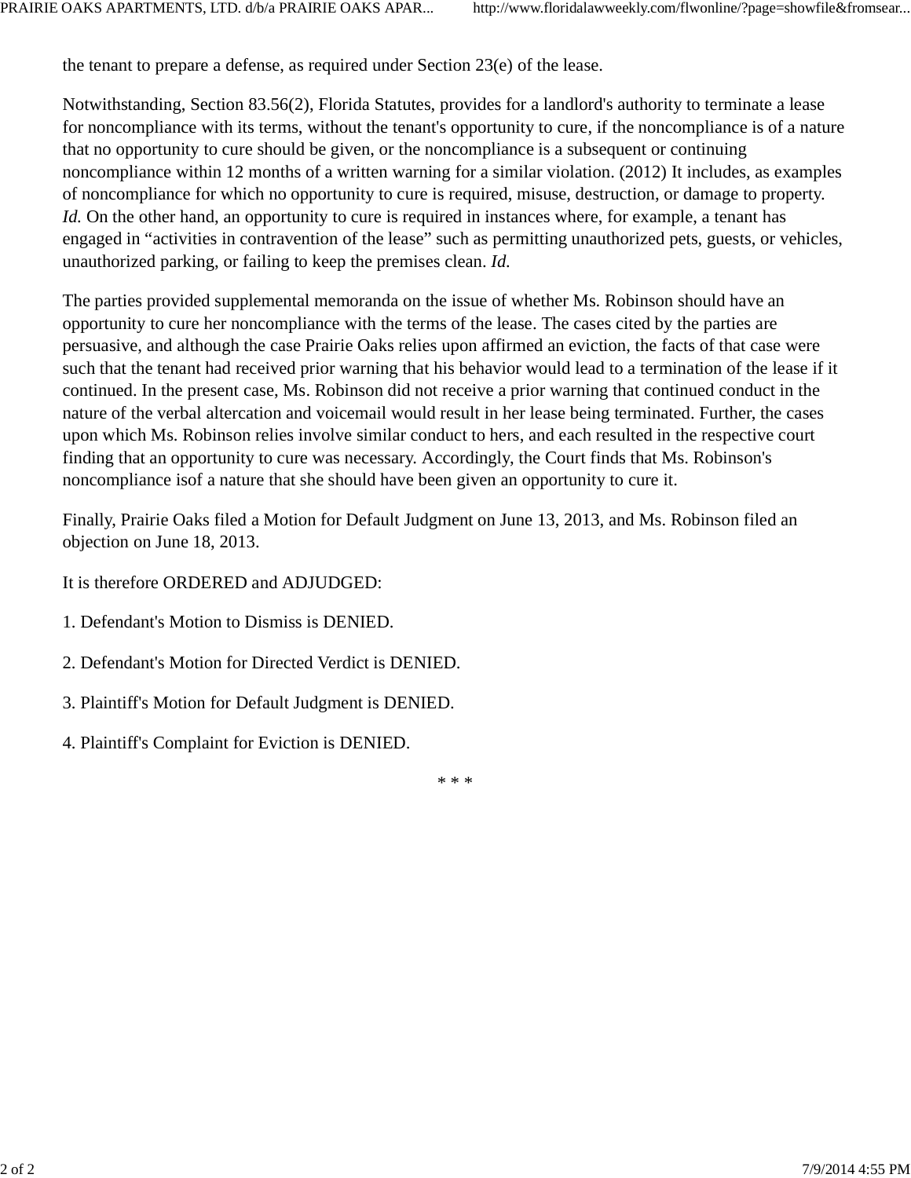the tenant to prepare a defense, as required under Section 23(e) of the lease.

Notwithstanding, Section 83.56(2), Florida Statutes, provides for a landlord's authority to terminate a lease for noncompliance with its terms, without the tenant's opportunity to cure, if the noncompliance is of a nature that no opportunity to cure should be given, or the noncompliance is a subsequent or continuing noncompliance within 12 months of a written warning for a similar violation. (2012) It includes, as examples of noncompliance for which no opportunity to cure is required, misuse, destruction, or damage to property. *Id.* On the other hand, an opportunity to cure is required in instances where, for example, a tenant has engaged in "activities in contravention of the lease" such as permitting unauthorized pets, guests, or vehicles, unauthorized parking, or failing to keep the premises clean. *Id.*

The parties provided supplemental memoranda on the issue of whether Ms. Robinson should have an opportunity to cure her noncompliance with the terms of the lease. The cases cited by the parties are persuasive, and although the case Prairie Oaks relies upon affirmed an eviction, the facts of that case were such that the tenant had received prior warning that his behavior would lead to a termination of the lease if it continued. In the present case, Ms. Robinson did not receive a prior warning that continued conduct in the nature of the verbal altercation and voicemail would result in her lease being terminated. Further, the cases upon which Ms. Robinson relies involve similar conduct to hers, and each resulted in the respective court finding that an opportunity to cure was necessary. Accordingly, the Court finds that Ms. Robinson's noncompliance isof a nature that she should have been given an opportunity to cure it.

Finally, Prairie Oaks filed a Motion for Default Judgment on June 13, 2013, and Ms. Robinson filed an objection on June 18, 2013.

It is therefore ORDERED and ADJUDGED:

1. Defendant's Motion to Dismiss is DENIED.

2. Defendant's Motion for Directed Verdict is DENIED.

3. Plaintiff's Motion for Default Judgment is DENIED.

4. Plaintiff's Complaint for Eviction is DENIED.

\* \* \*